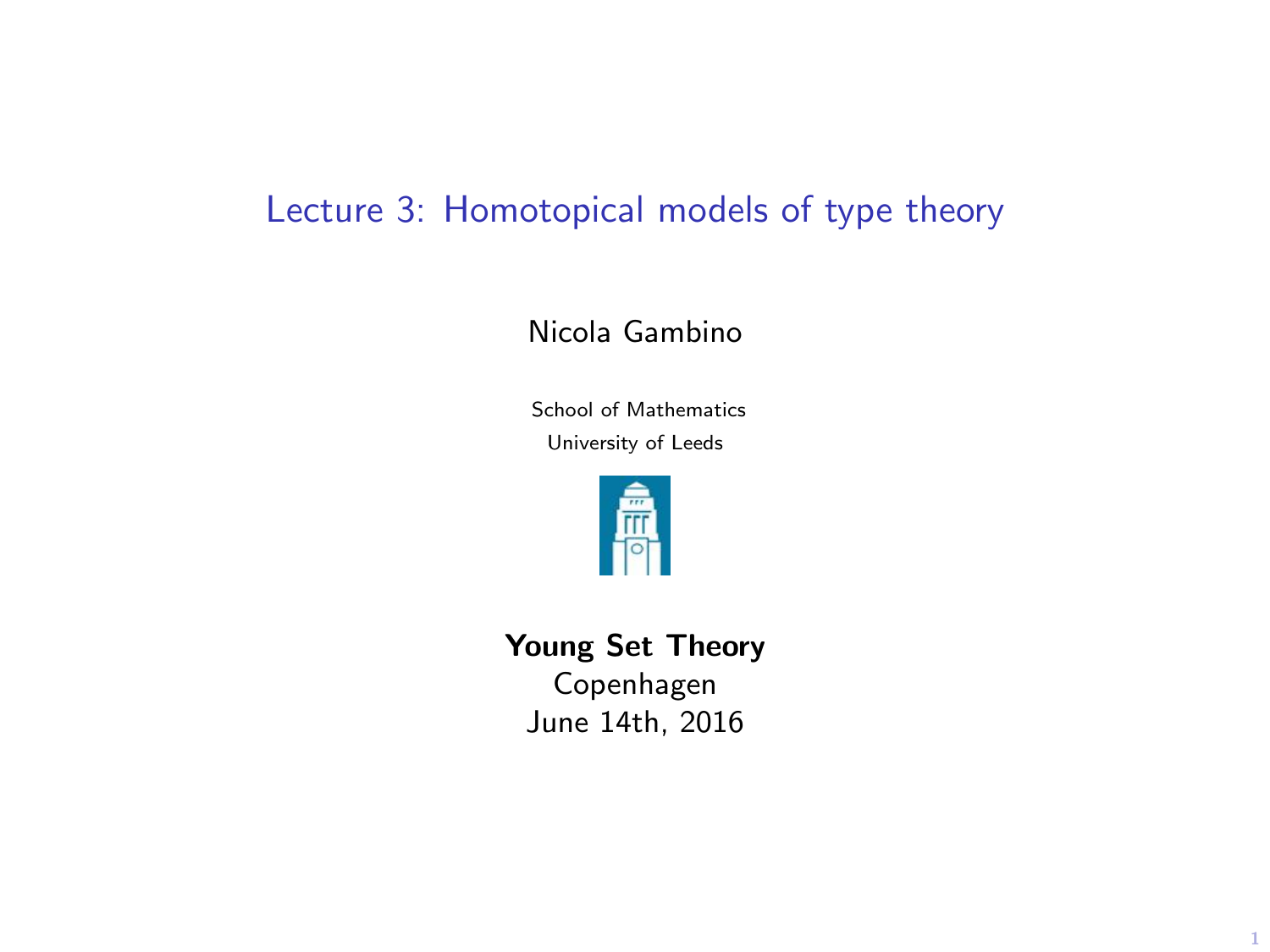# Lecture 3: Homotopical models of type theory

Nicola Gambino

School of Mathematics
University of Leeds

**Young Set Theory**
Copenhagen
June 14th, 2016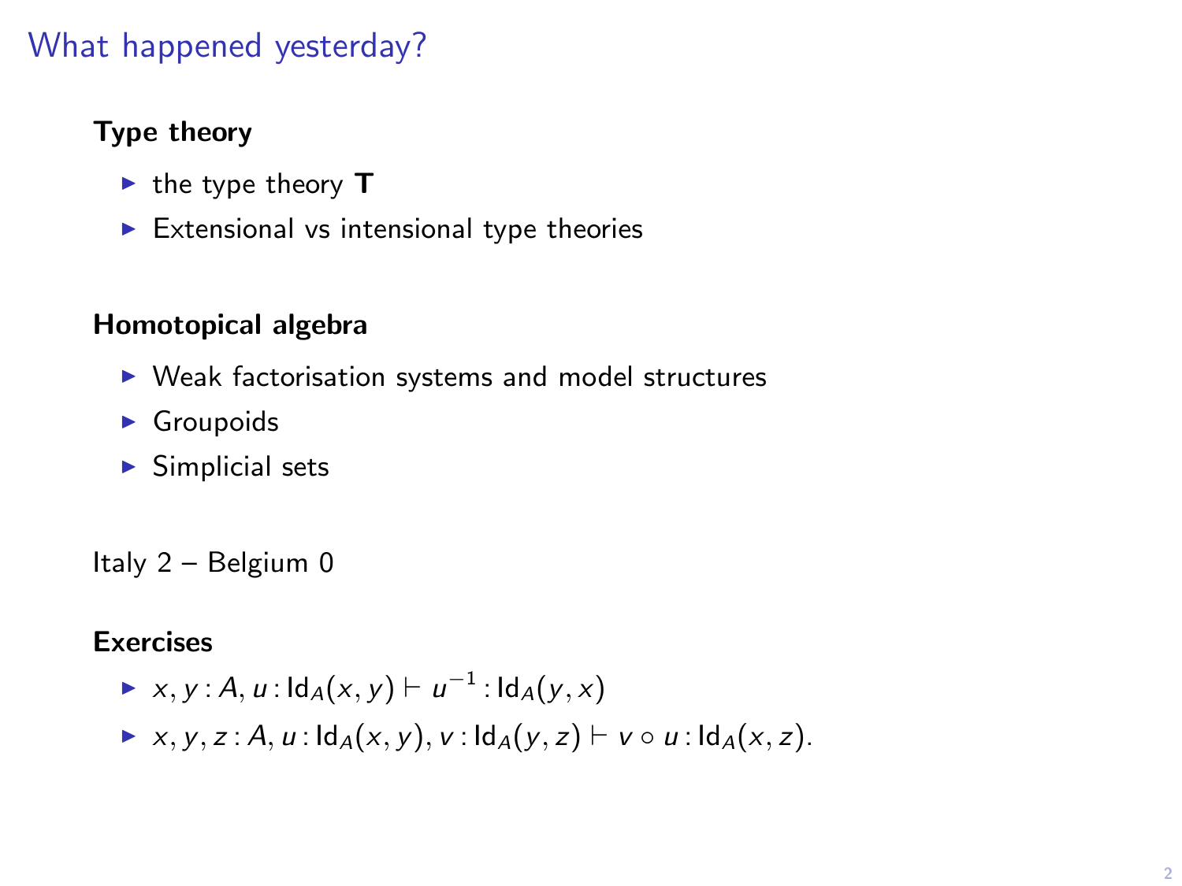# What happened yesterday?

**Type theory**

- the type theory **T**
- Extensional vs intensional type theories

**Homotopical algebra**

- Weak factorisation systems and model structures
- Groupoids
- Simplicial sets

Italy 2 – Belgium 0

**Exercises**

- $x, y : A, u : \mathsf{Id}_A(x, y) \vdash u^{-1} : \mathsf{Id}_A(y, x)$
- $x, y, z : A, u : \mathsf{Id}_A(x, y), v : \mathsf{Id}_A(y, z) \vdash v \circ u : \mathsf{Id}_A(x, z).$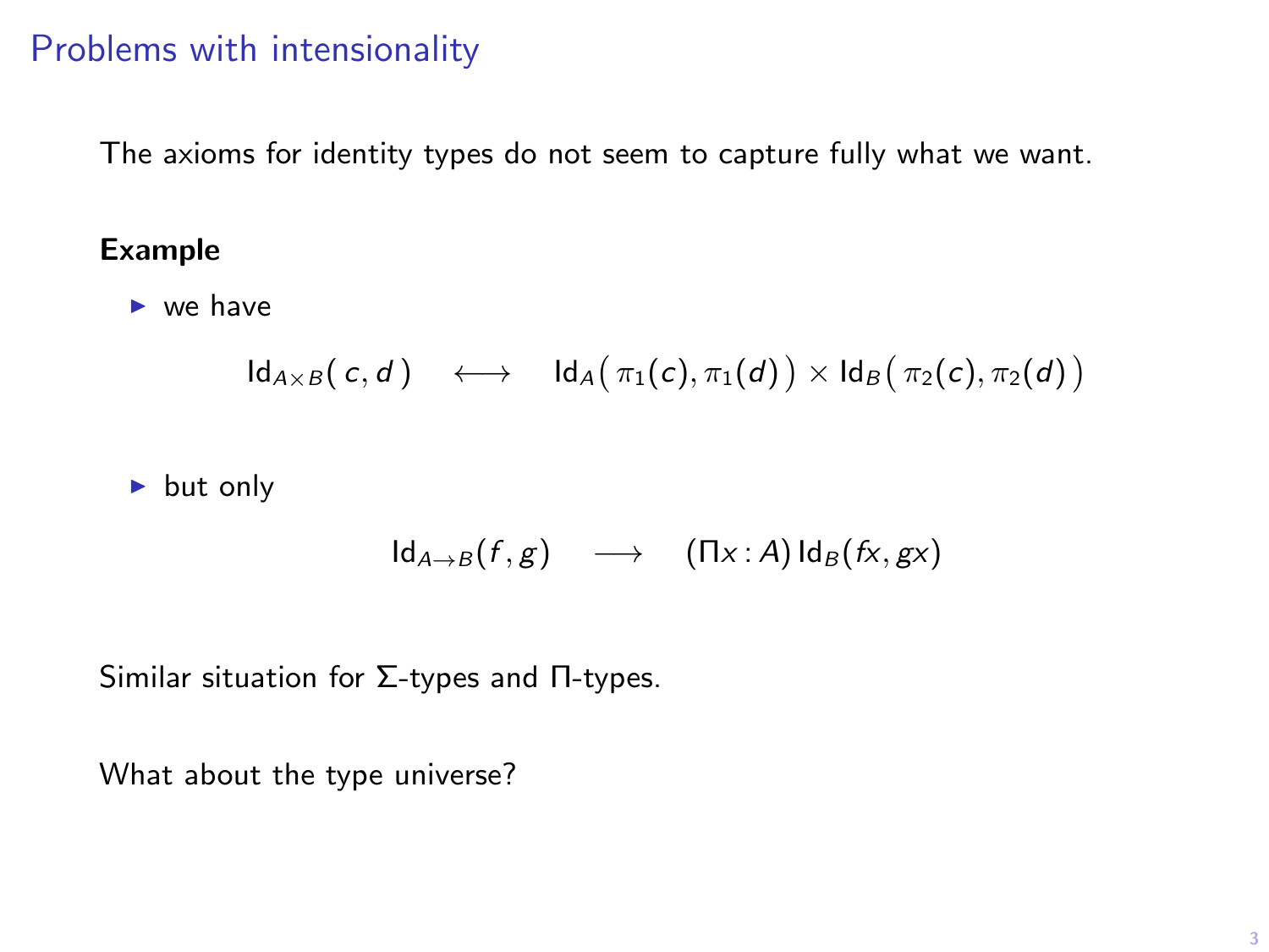# Problems with intensionality

The axioms for identity types do not seem to capture fully what we want.

**Example**

- we have

$$\mathsf{Id}_{A\times B}(\, c, d\,) \quad \longleftrightarrow \quad \mathsf{Id}_A\big(\,\pi_1(c), \pi_1(d)\,\big) \times \mathsf{Id}_B\big(\,\pi_2(c), \pi_2(d)\,\big)$$

- but only

$$\mathsf{Id}_{A\to B}(f, g) \quad \longrightarrow \quad (\Pi x : A)\, \mathsf{Id}_B(fx, gx)$$

Similar situation for $\Sigma$-types and $\Pi$-types.

What about the type universe?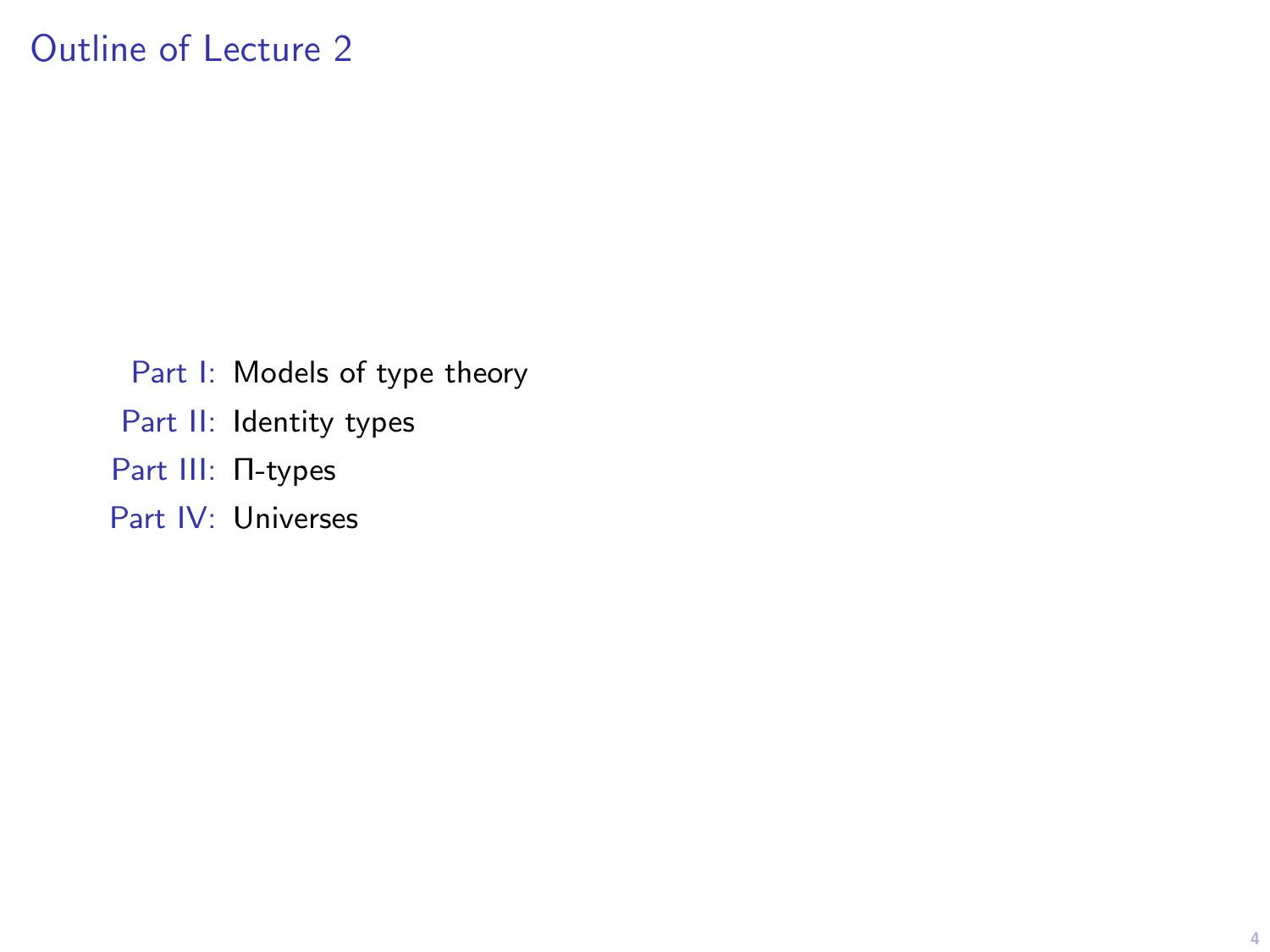# Outline of Lecture 2

- Part I: Models of type theory
- Part II: Identity types
- Part III: $\Pi$-types
- Part IV: Universes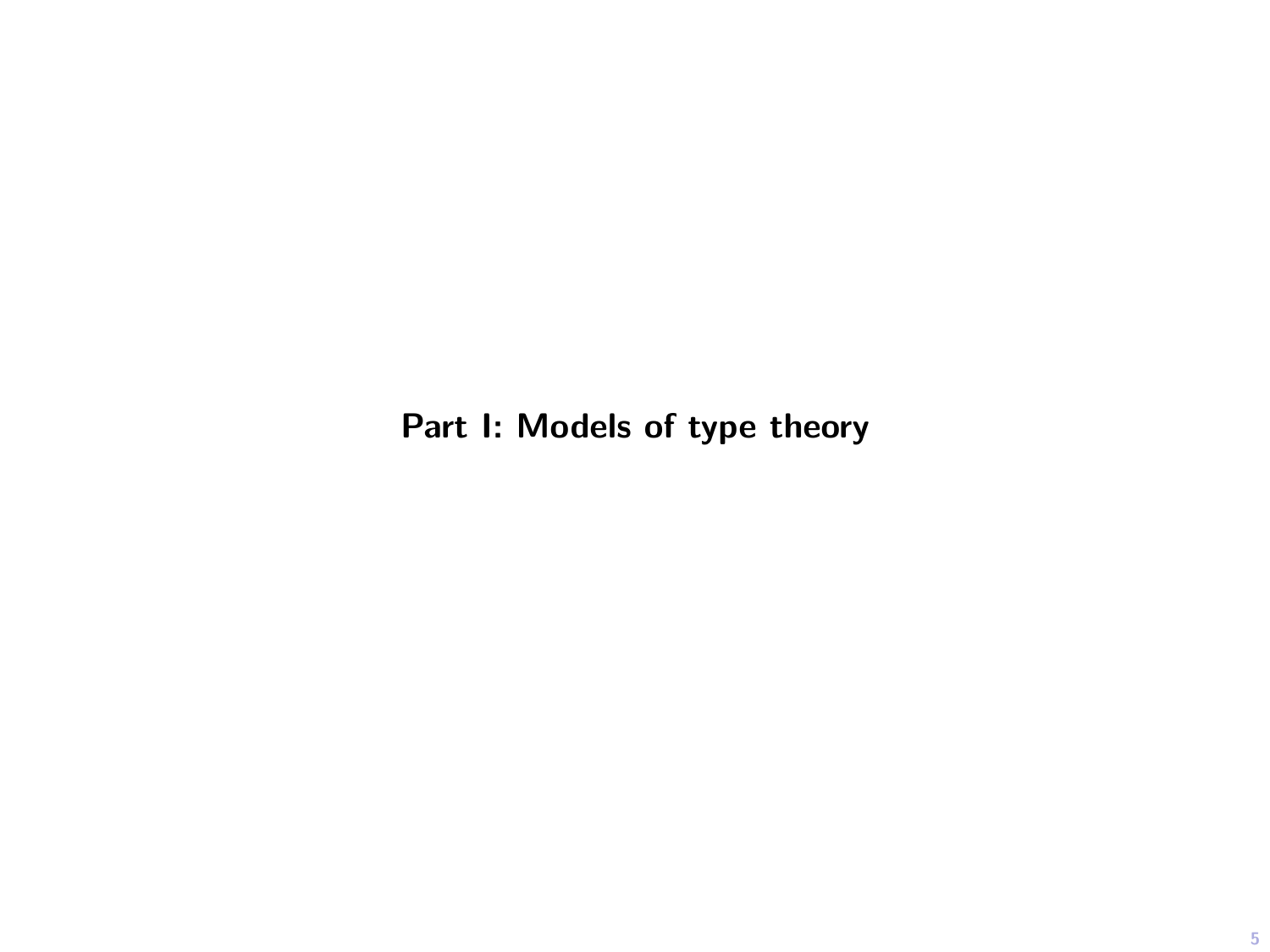# Part I: Models of type theory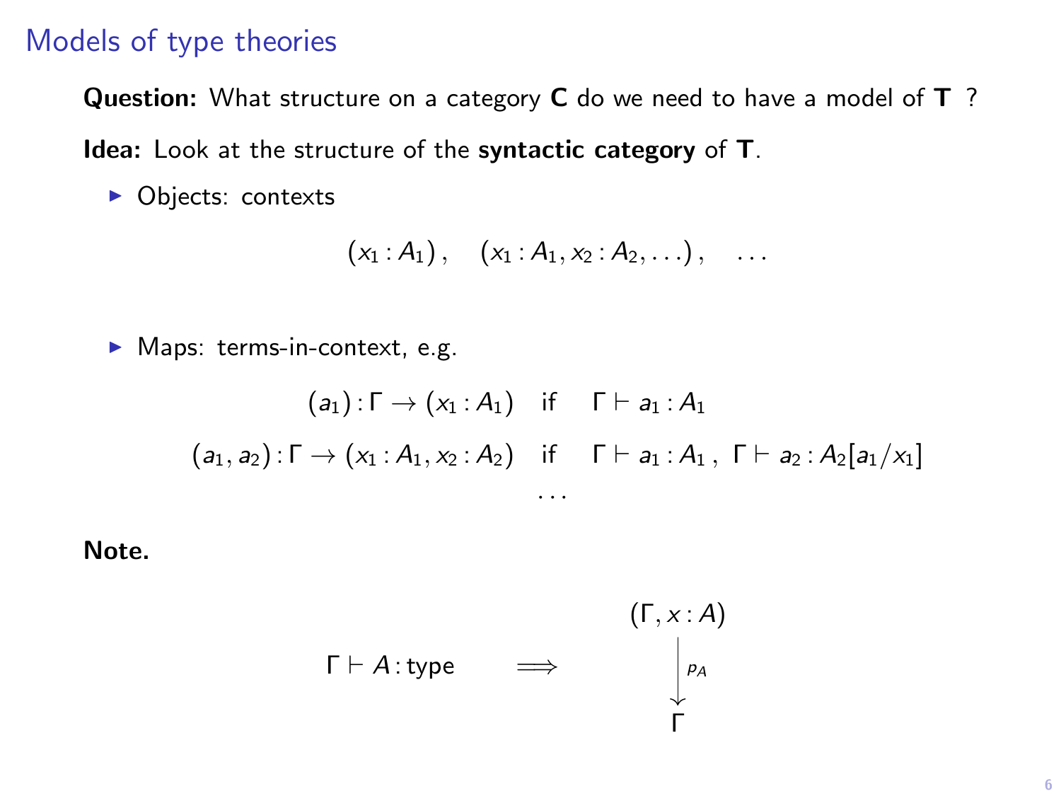# Models of type theories

**Question:** What structure on a category $\mathbf{C}$ do we need to have a model of $\mathbf{T}$ ?

**Idea:** Look at the structure of the **syntactic category** of $\mathbf{T}$.

- Objects: contexts

$$(x_1 : A_1), \quad (x_1 : A_1, x_2 : A_2, \ldots), \quad \ldots$$

- Maps: terms-in-context, e.g.

$$(a_1) : \Gamma \to (x_1 : A_1) \quad \text{if} \quad \Gamma \vdash a_1 : A_1$$

$$(a_1, a_2) : \Gamma \to (x_1 : A_1, x_2 : A_2) \quad \text{if} \quad \Gamma \vdash a_1 : A_1 , \ \Gamma \vdash a_2 : A_2[a_1/x_1]$$

$$\ldots$$

**Note.**

$$\Gamma \vdash A : \text{type} \qquad \Longrightarrow \qquad (\Gamma, x : A) \xrightarrow{p_A} \Gamma$$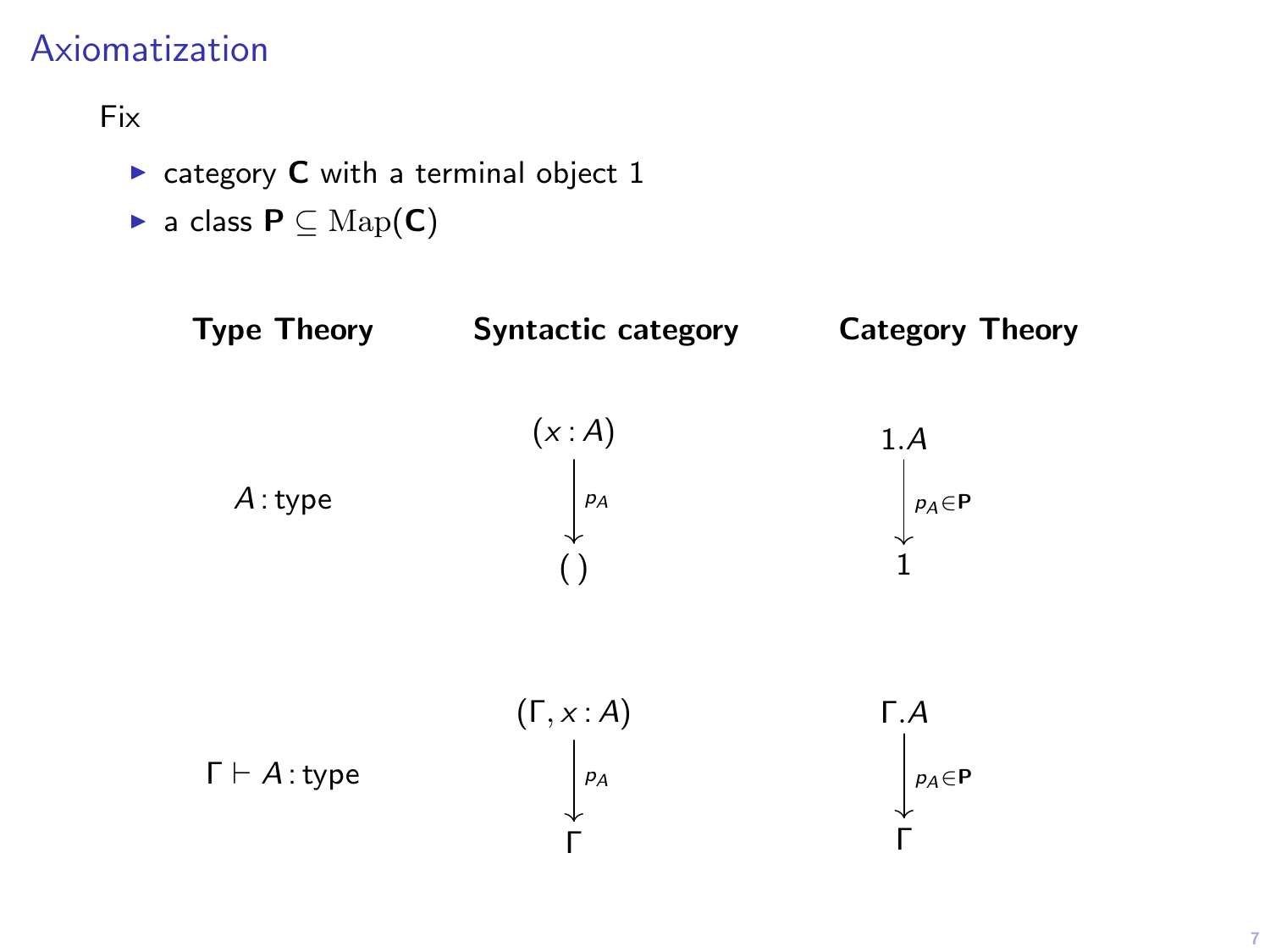# Axiomatization

Fix

- category **C** with a terminal object 1
- a class $\mathbf{P} \subseteq \mathrm{Map}(\mathbf{C})$

| **Type Theory** | **Syntactic category** | **Category Theory** |
|---|---|---|
| $A : \text{type}$ | $(x : A) \xrightarrow{p_A} (\,)$ | $1.A \xrightarrow{p_A \in \mathbf{P}} 1$ |
| $\Gamma \vdash A : \text{type}$ | $(\Gamma, x : A) \xrightarrow{p_A} \Gamma$ | $\Gamma.A \xrightarrow{p_A \in \mathbf{P}} \Gamma$ |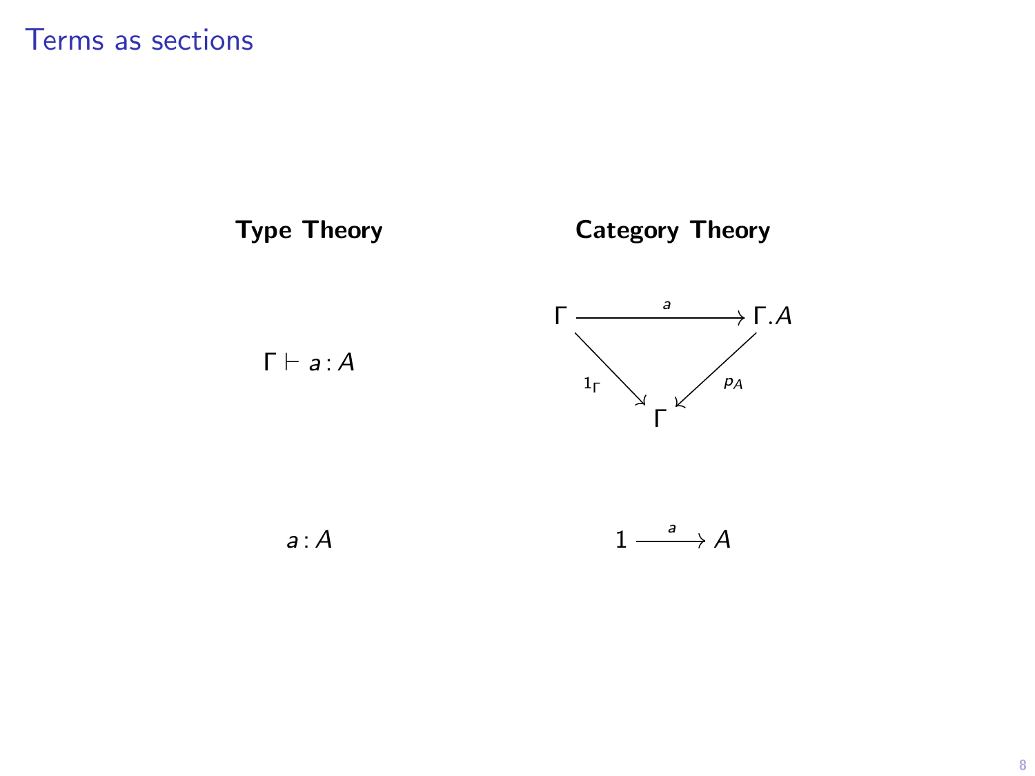# Terms as sections

| **Type Theory** | **Category Theory** |
| --- | --- |
| $\Gamma \vdash a : A$ | $$\begin{array}{ccc} \Gamma & \xrightarrow{a} & \Gamma.A \\ & {}_{1_\Gamma}\searrow \quad \swarrow_{p_A} & \\ & \Gamma & \end{array}$$ |
| $a : A$ | $1 \xrightarrow{a} A$ |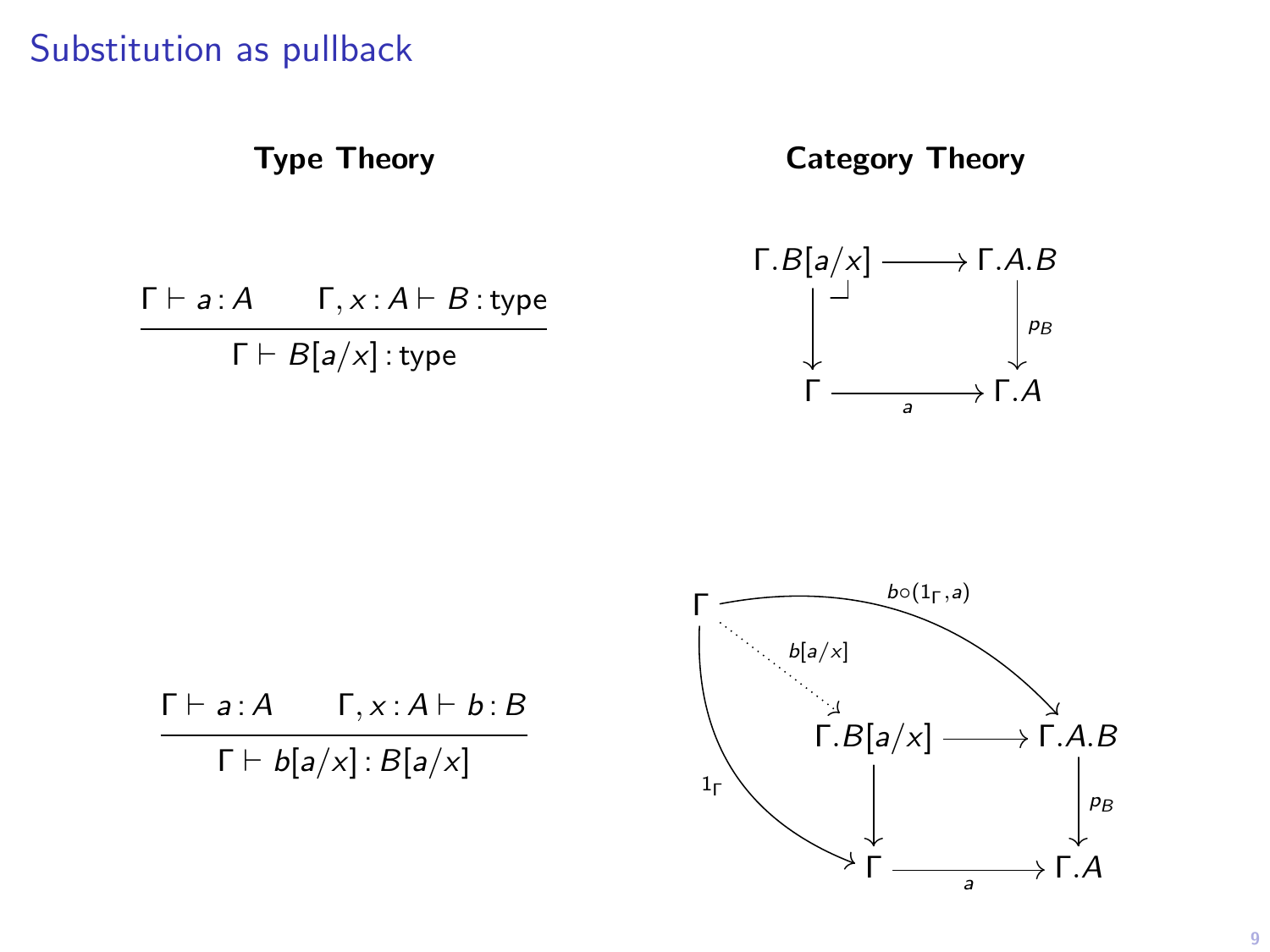# Substitution as pullback

**Type Theory**

$$\frac{\Gamma \vdash a : A \qquad \Gamma, x : A \vdash B : \mathsf{type}}{\Gamma \vdash B[a/x] : \mathsf{type}}$$

**Category Theory**

$$\begin{array}{ccc}
\Gamma.B[a/x] & \longrightarrow & \Gamma.A.B \\
\big\downarrow & \lrcorner & \big\downarrow p_B \\
\Gamma & \xrightarrow[a]{} & \Gamma.A
\end{array}$$

$$\frac{\Gamma \vdash a : A \qquad \Gamma, x : A \vdash b : B}{\Gamma \vdash b[a/x] : B[a/x]}$$

$$\begin{array}{ccc}
\Gamma & \xrightarrow{b \circ (1_\Gamma, a)} & \Gamma.A.B \\
\Gamma & \xrightarrow{b[a/x]} & \Gamma.B[a/x] \\
\Gamma & \xrightarrow{1_\Gamma} & \Gamma
\end{array}
\qquad
\begin{array}{ccc}
\Gamma.B[a/x] & \longrightarrow & \Gamma.A.B \\
\big\downarrow & & \big\downarrow p_B \\
\Gamma & \xrightarrow[a]{} & \Gamma.A
\end{array}$$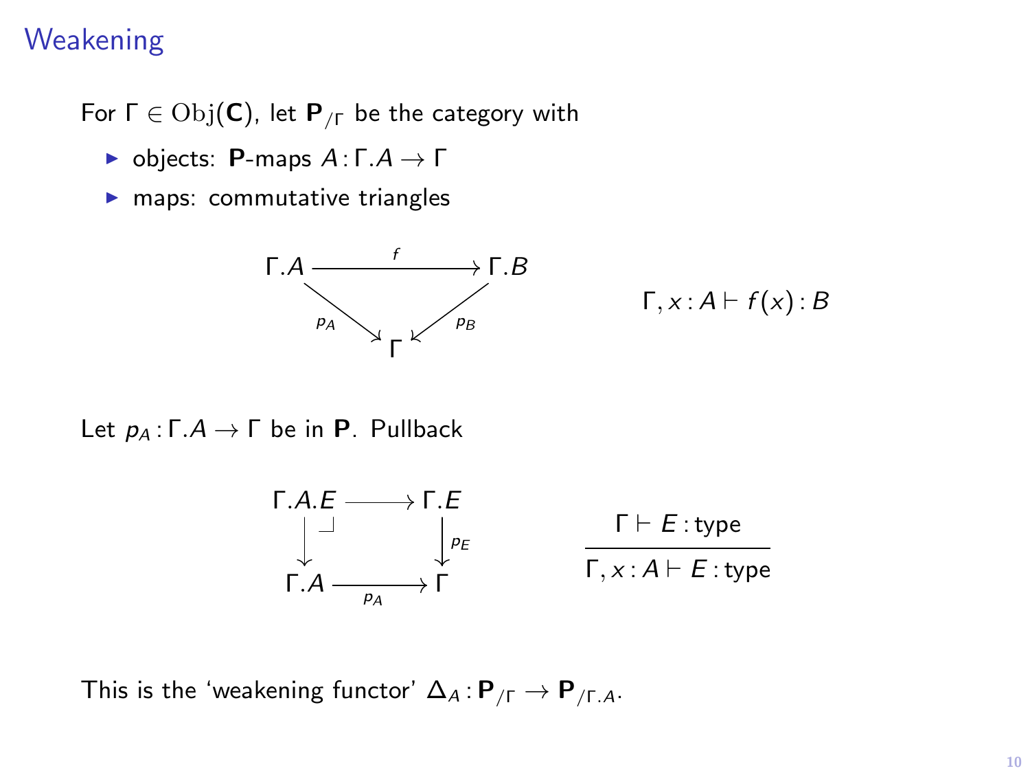# Weakening

For $\Gamma \in \mathrm{Obj}(\mathbf{C})$, let $\mathbf{P}_{/\Gamma}$ be the category with

- objects: $\mathbf{P}$-maps $A : \Gamma.A \to \Gamma$
- maps: commutative triangles

$$
\begin{array}{ccc}
\Gamma.A & \xrightarrow{f} & \Gamma.B \\
& {\scriptstyle p_A} \searrow \quad \swarrow {\scriptstyle p_B} & \\
& \Gamma &
\end{array}
\qquad\qquad \Gamma, x : A \vdash f(x) : B
$$

Let $p_A : \Gamma.A \to \Gamma$ be in $\mathbf{P}$. Pullback

$$
\begin{array}{ccc}
\Gamma.A.E & \longrightarrow & \Gamma.E \\
\downarrow \lrcorner & & \downarrow {\scriptstyle p_E} \\
\Gamma.A & \xrightarrow[p_A]{} & \Gamma
\end{array}
\qquad\qquad
\frac{\Gamma \vdash E : \mathsf{type}}{\Gamma, x : A \vdash E : \mathsf{type}}
$$

This is the 'weakening functor' $\Delta_A : \mathbf{P}_{/\Gamma} \to \mathbf{P}_{/\Gamma.A}$.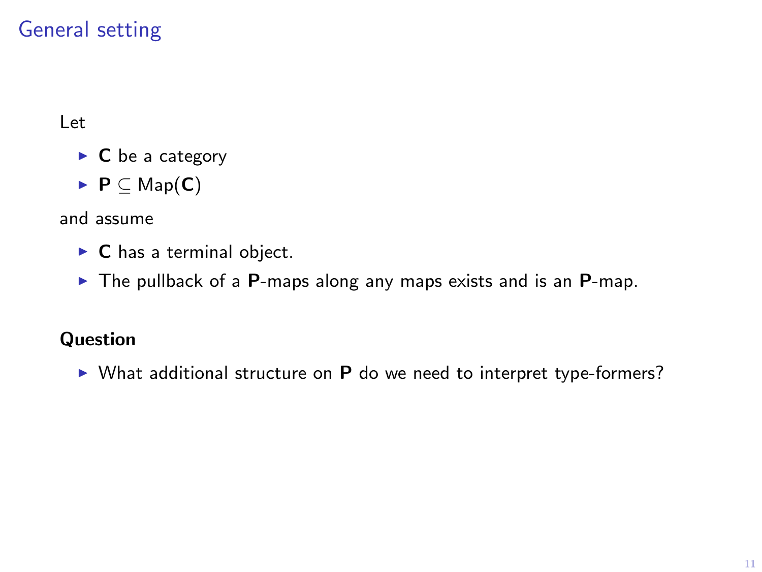# General setting

Let

- $\mathbf{C}$ be a category
- $\mathbf{P} \subseteq \mathrm{Map}(\mathbf{C})$

and assume

- $\mathbf{C}$ has a terminal object.
- The pullback of a $\mathbf{P}$-maps along any maps exists and is an $\mathbf{P}$-map.

**Question**

- What additional structure on $\mathbf{P}$ do we need to interpret type-formers?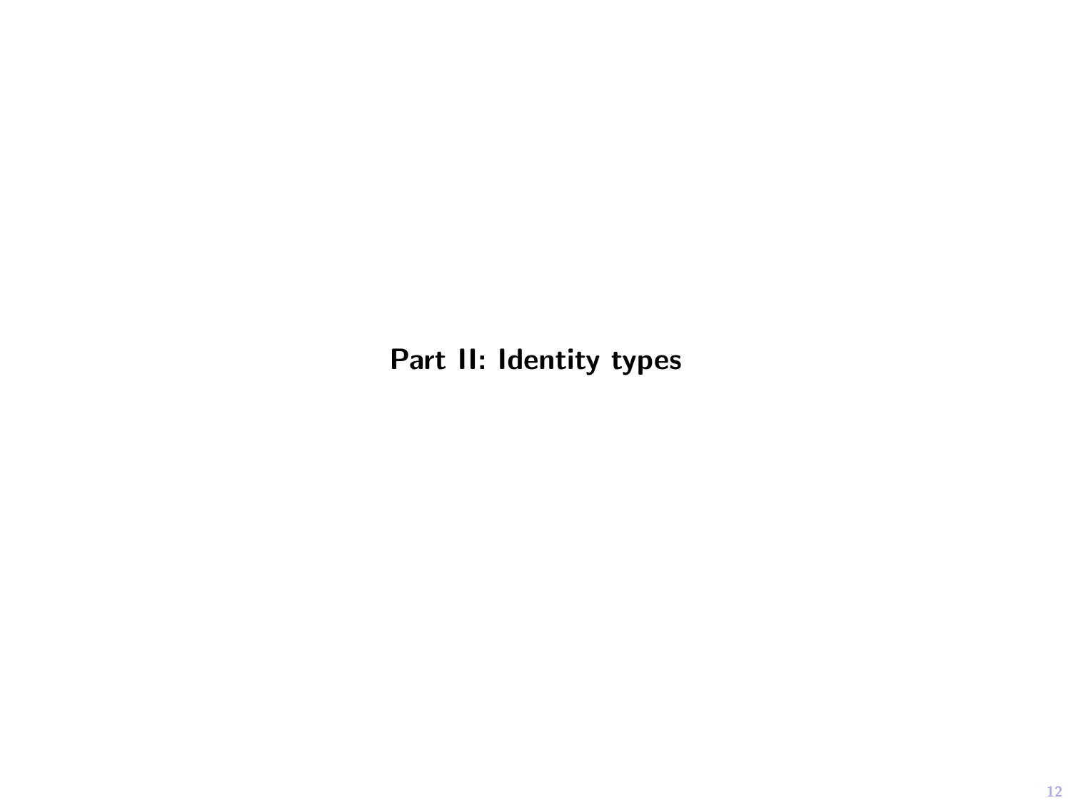# Part II: Identity types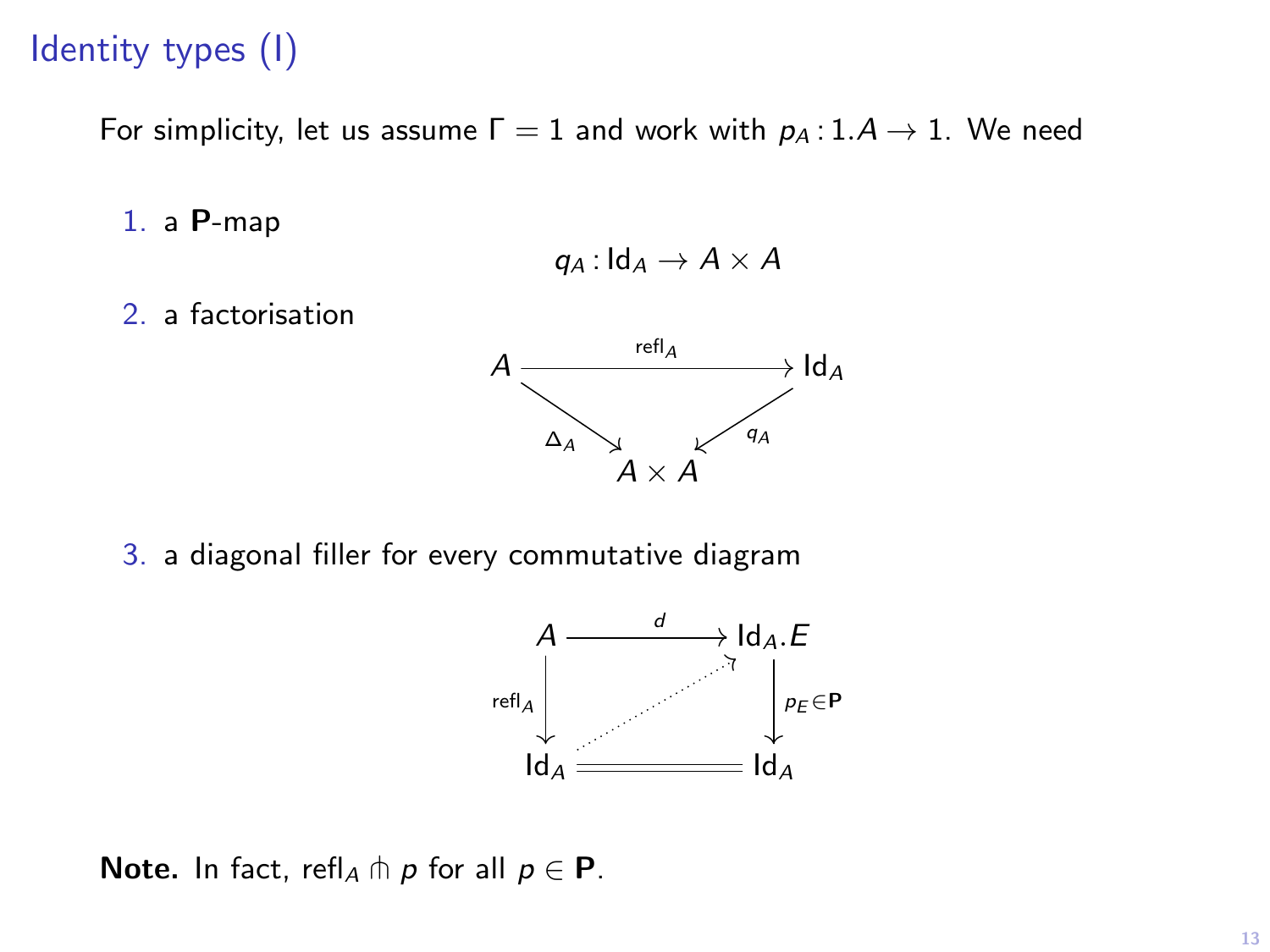# Identity types (I)

For simplicity, let us assume $\Gamma = 1$ and work with $p_A : 1.A \to 1$. We need

1. a **P**-map

$$q_A : \mathsf{Id}_A \to A \times A$$

2. a factorisation

$$\begin{array}{ccc} A & \xrightarrow{\mathsf{refl}_A} & \mathsf{Id}_A \\ & {\scriptstyle \Delta_A} \searrow \quad \swarrow {\scriptstyle q_A} & \\ & A \times A & \end{array}$$

3. a diagonal filler for every commutative diagram

$$\begin{array}{ccc} A & \xrightarrow{d} & \mathsf{Id}_A.E \\ {\scriptstyle \mathsf{refl}_A} \downarrow & \nearrow & \downarrow {\scriptstyle p_E \in \mathbf{P}} \\ \mathsf{Id}_A & = & \mathsf{Id}_A \end{array}$$

**Note.** In fact, $\mathsf{refl}_A \pitchfork p$ for all $p \in \mathbf{P}$.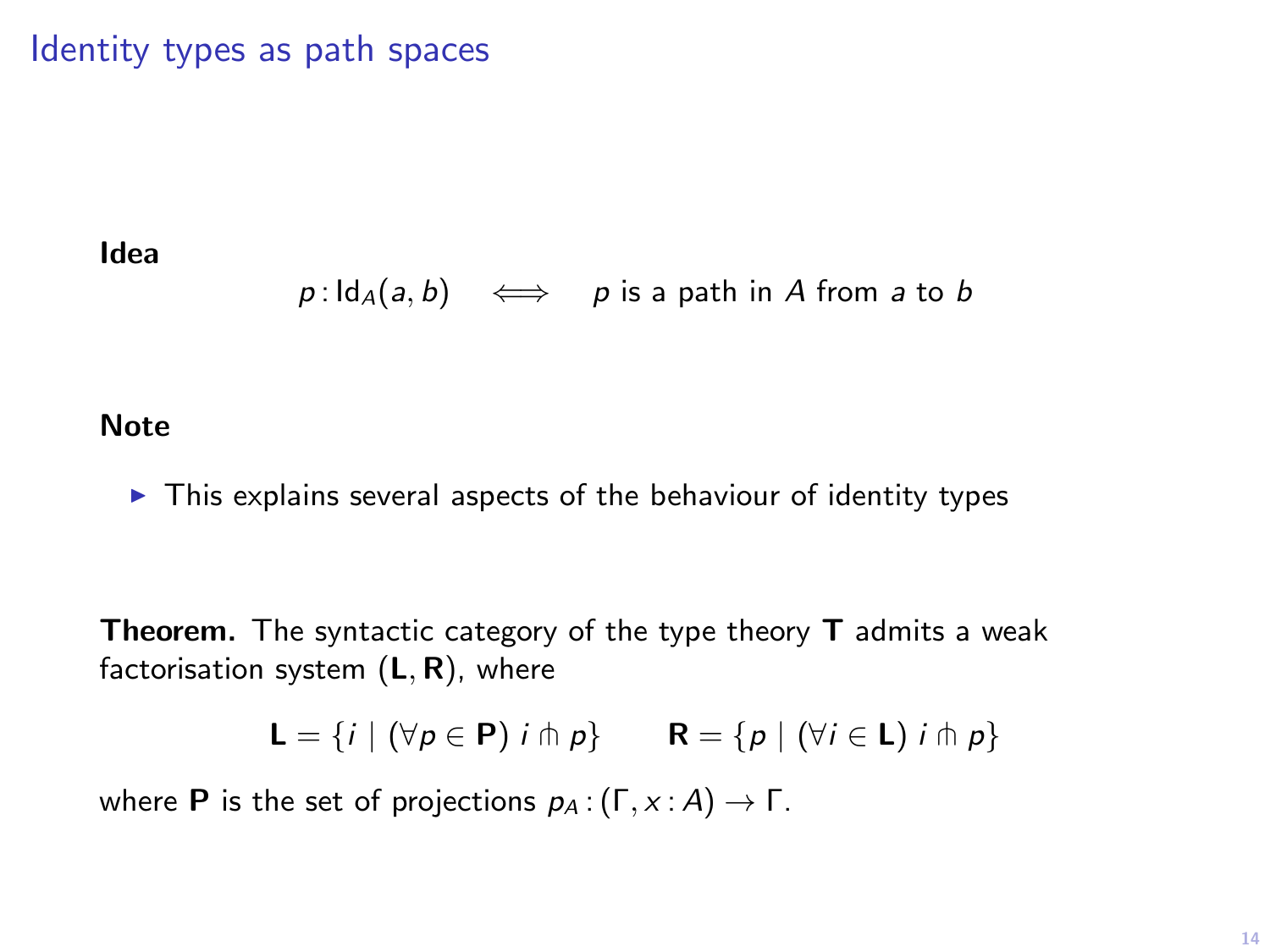# Identity types as path spaces

**Idea**

$$p : \mathsf{Id}_A(a, b) \quad \Longleftrightarrow \quad p \text{ is a path in } A \text{ from } a \text{ to } b$$

**Note**

- This explains several aspects of the behaviour of identity types

**Theorem.** The syntactic category of the type theory $\mathbf{T}$ admits a weak factorisation system $(\mathbf{L}, \mathbf{R})$, where

$$\mathbf{L} = \{ i \mid (\forall p \in \mathbf{P}) \; i \pitchfork p \} \qquad \mathbf{R} = \{ p \mid (\forall i \in \mathbf{L}) \; i \pitchfork p \}$$

where $\mathbf{P}$ is the set of projections $p_A : (\Gamma, x : A) \to \Gamma$.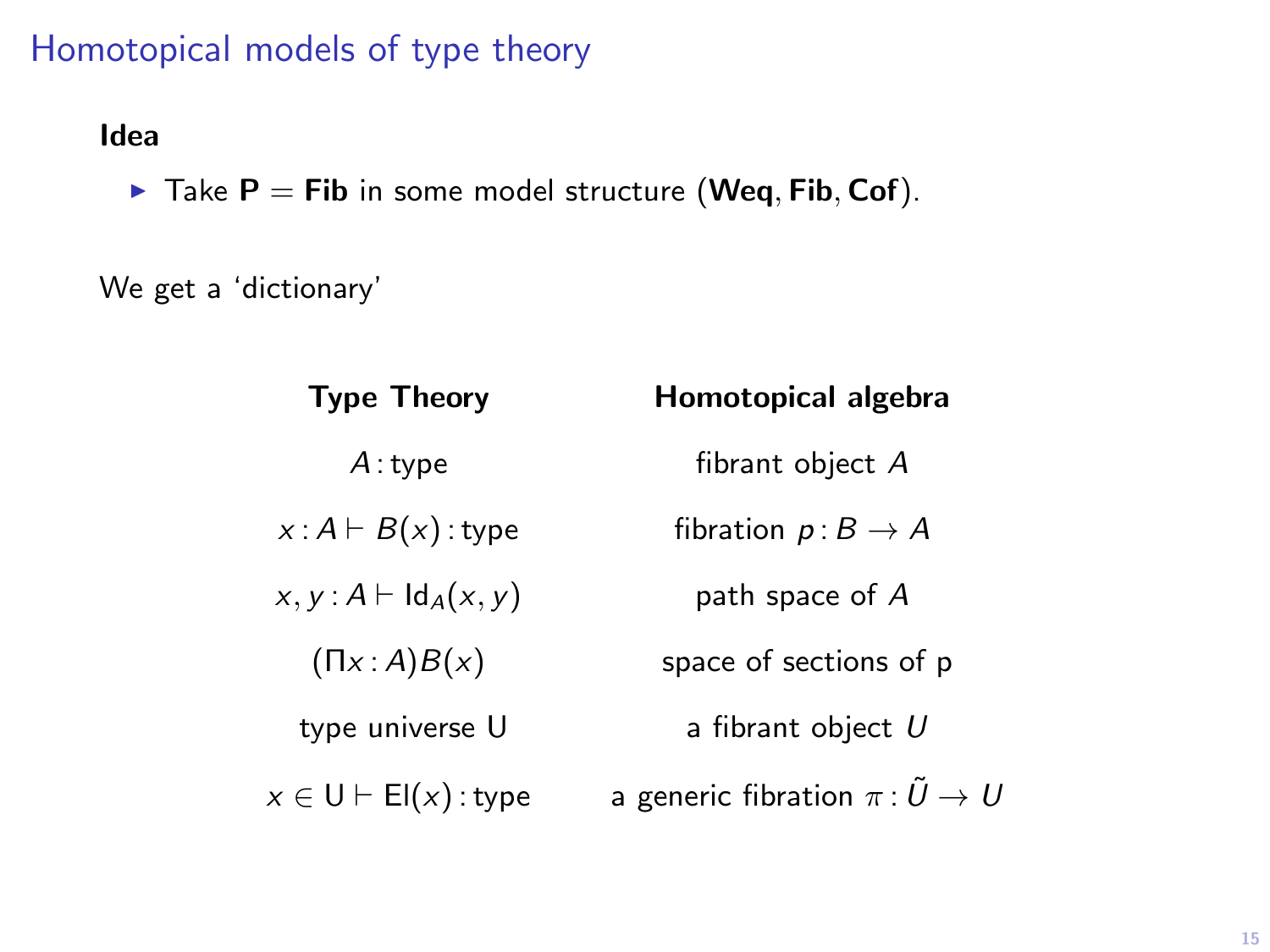# Homotopical models of type theory

**Idea**

- Take $\mathbf{P} = \mathbf{Fib}$ in some model structure $(\mathbf{Weq}, \mathbf{Fib}, \mathbf{Cof})$.

We get a 'dictionary'

| **Type Theory** | **Homotopical algebra** |
|---|---|
| $A : \text{type}$ | fibrant object $A$ |
| $x : A \vdash B(x) : \text{type}$ | fibration $p : B \to A$ |
| $x, y : A \vdash \mathsf{Id}_A(x, y)$ | path space of $A$ |
| $(\Pi x : A) B(x)$ | space of sections of p |
| type universe $\mathsf{U}$ | a fibrant object $U$ |
| $x \in \mathsf{U} \vdash \mathsf{El}(x) : \text{type}$ | a generic fibration $\pi : \tilde{U} \to U$ |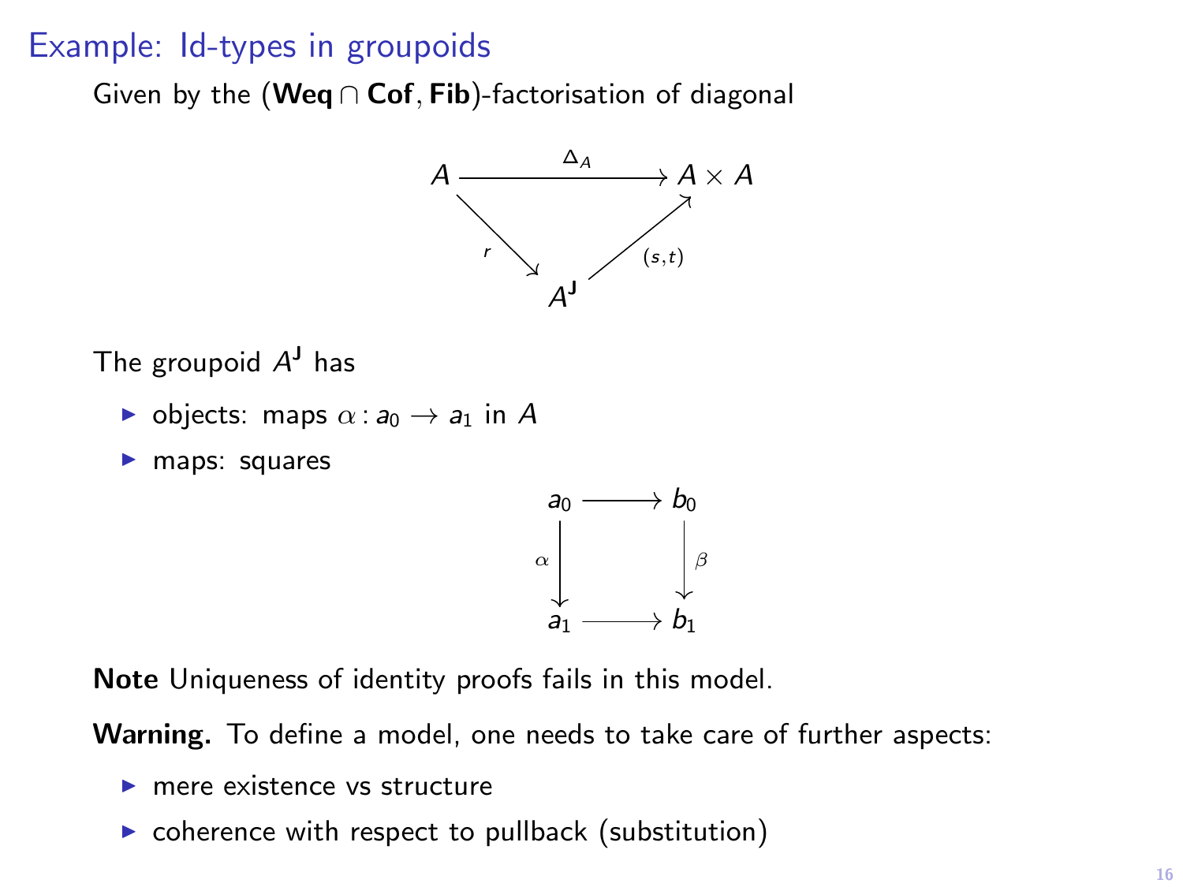## Example: Id-types in groupoids

Given by the (**Weq** $\cap$ **Cof**, **Fib**)-factorisation of diagonal

$$
\begin{array}{ccc}
A & \xrightarrow{\Delta_A} & A \times A \\
& {\scriptstyle r}\searrow \quad \nearrow{\scriptstyle (s,t)} & \\
& A^{\mathsf{J}} &
\end{array}
$$

The groupoid $A^{\mathsf{J}}$ has

- objects: maps $\alpha : a_0 \to a_1$ in $A$
- maps: squares

$$
\begin{array}{ccc}
a_0 & \longrightarrow & b_0 \\
{\scriptstyle \alpha}\downarrow & & \downarrow{\scriptstyle \beta} \\
a_1 & \longrightarrow & b_1
\end{array}
$$

**Note** Uniqueness of identity proofs fails in this model.

**Warning.** To define a model, one needs to take care of further aspects:

- mere existence vs structure
- coherence with respect to pullback (substitution)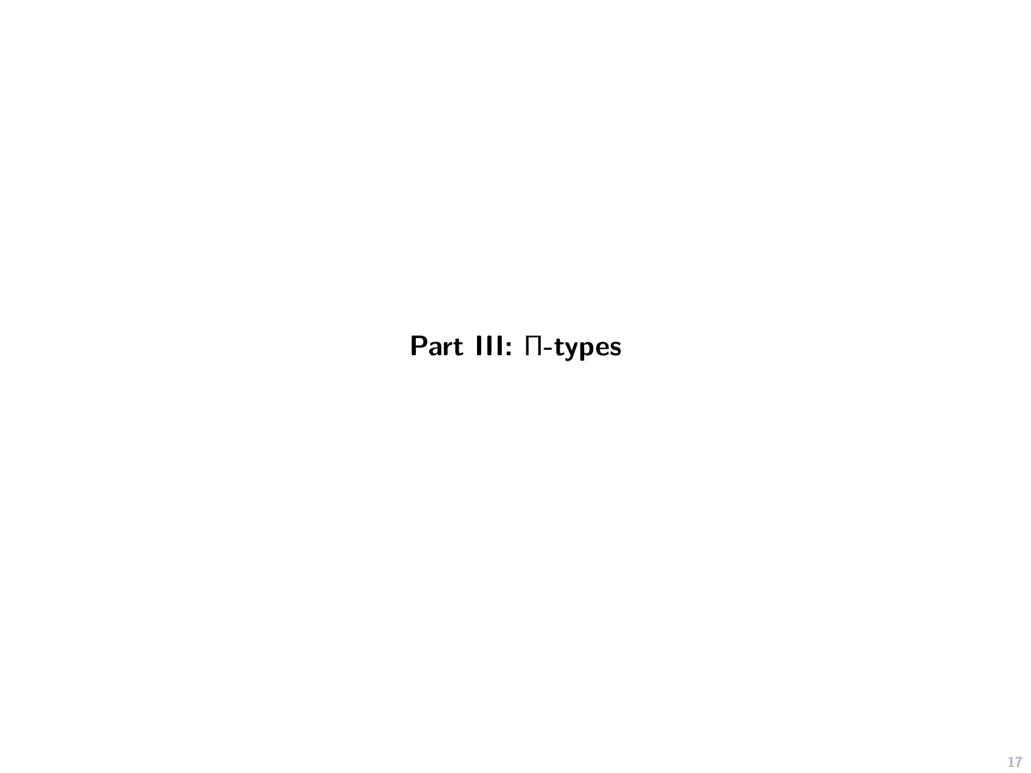# Part III: $\Pi$-types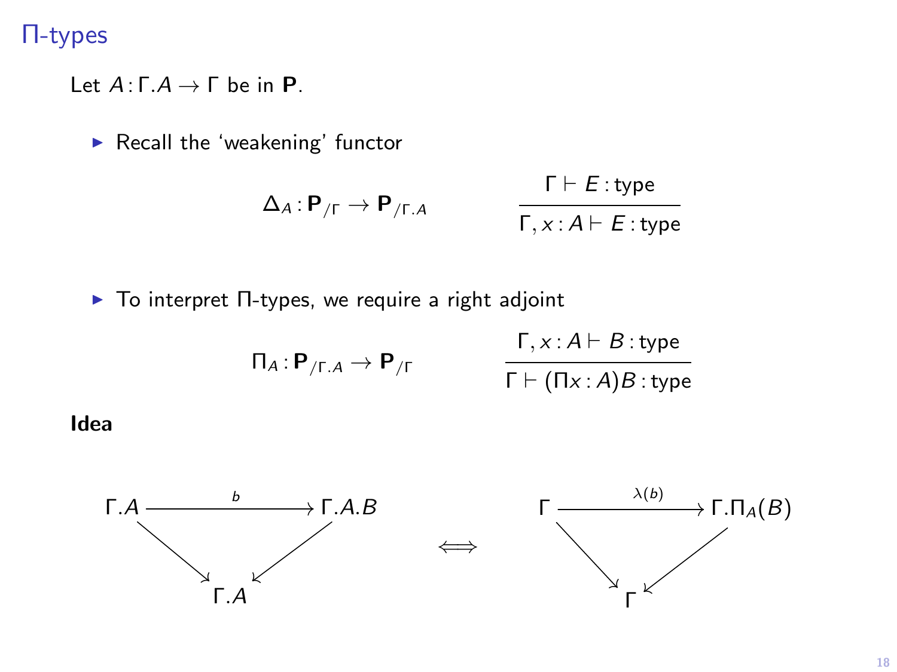## Π-types

Let $A : \Gamma.A \to \Gamma$ be in $\mathbf{P}$.

- Recall the 'weakening' functor

$$\Delta_A : \mathbf{P}_{/\Gamma} \to \mathbf{P}_{/\Gamma.A} \qquad \frac{\Gamma \vdash E : \text{type}}{\Gamma, x : A \vdash E : \text{type}}$$

- To interpret Π-types, we require a right adjoint

$$\Pi_A : \mathbf{P}_{/\Gamma.A} \to \mathbf{P}_{/\Gamma} \qquad \frac{\Gamma, x : A \vdash B : \text{type}}{\Gamma \vdash (\Pi x : A)B : \text{type}}$$

**Idea**

$$\begin{array}{ccc} \Gamma.A \xrightarrow{\;b\;} \Gamma.A.B & & \Gamma \xrightarrow{\;\lambda(b)\;} \Gamma.\Pi_A(B) \\ \searrow \quad \swarrow & \iff & \searrow \quad \swarrow \\ \Gamma.A & & \Gamma \end{array}$$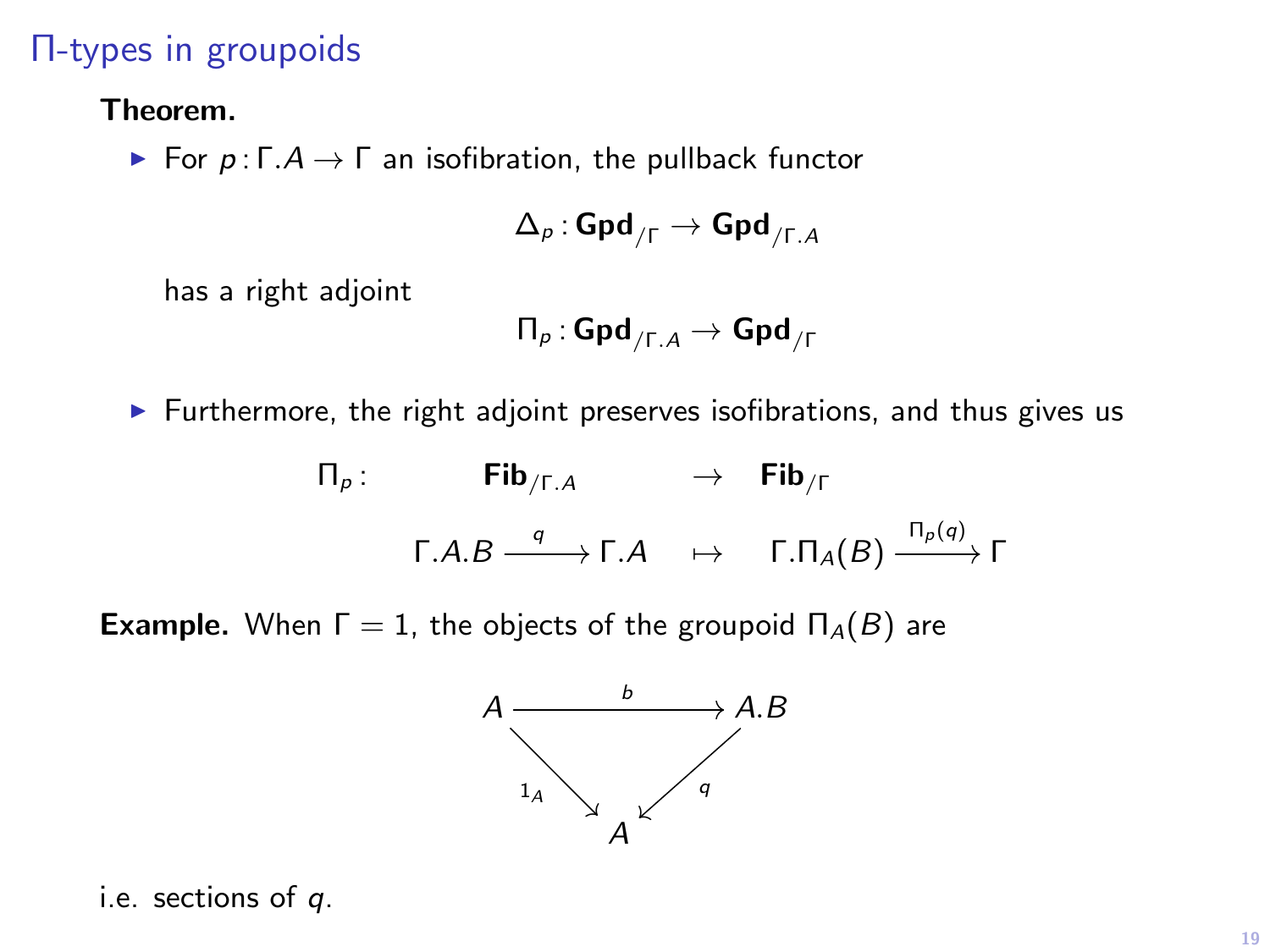## Π-types in groupoids

**Theorem.**

- For $p : \Gamma.A \to \Gamma$ an isofibration, the pullback functor

$$\Delta_p : \mathbf{Gpd}_{/\Gamma} \to \mathbf{Gpd}_{/\Gamma.A}$$

  has a right adjoint

$$\Pi_p : \mathbf{Gpd}_{/\Gamma.A} \to \mathbf{Gpd}_{/\Gamma}$$

- Furthermore, the right adjoint preserves isofibrations, and thus gives us

$$\begin{array}{cccc} \Pi_p : & \mathbf{Fib}_{/\Gamma.A} & \to & \mathbf{Fib}_{/\Gamma} \\ & \Gamma.A.B \xrightarrow{q} \Gamma.A & \mapsto & \Gamma.\Pi_A(B) \xrightarrow{\Pi_p(q)} \Gamma \end{array}$$

**Example.** When $\Gamma = 1$, the objects of the groupoid $\Pi_A(B)$ are

$$\begin{array}{ccc} A & \xrightarrow{b} & A.B \\ & {\scriptstyle 1_A} \searrow \quad \swarrow {\scriptstyle q} & \\ & A & \end{array}$$

i.e. sections of $q$.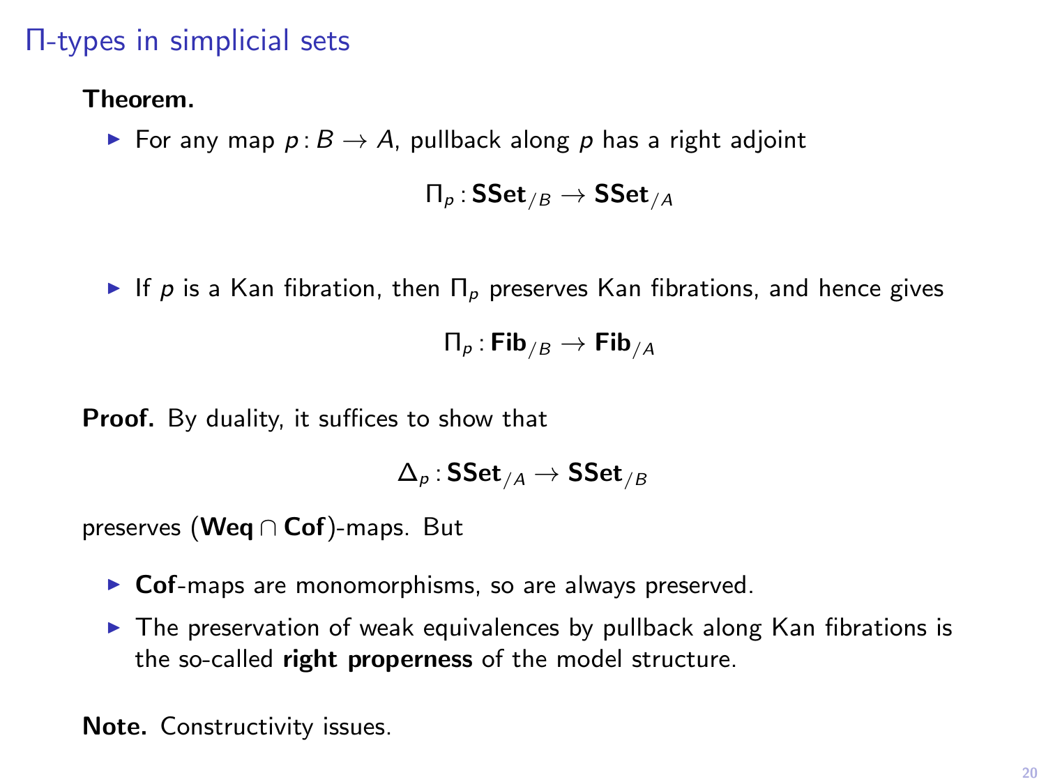## Π-types in simplicial sets

**Theorem.**

- For any map $p\colon B \to A$, pullback along $p$ has a right adjoint

$$\Pi_p \colon \mathbf{SSet}_{/B} \to \mathbf{SSet}_{/A}$$

- If $p$ is a Kan fibration, then $\Pi_p$ preserves Kan fibrations, and hence gives

$$\Pi_p \colon \mathbf{Fib}_{/B} \to \mathbf{Fib}_{/A}$$

**Proof.** By duality, it suffices to show that

$$\Delta_p \colon \mathbf{SSet}_{/A} \to \mathbf{SSet}_{/B}$$

preserves ($\mathbf{Weq} \cap \mathbf{Cof}$)-maps. But

- **Cof**-maps are monomorphisms, so are always preserved.
- The preservation of weak equivalences by pullback along Kan fibrations is the so-called **right properness** of the model structure.

**Note.** Constructivity issues.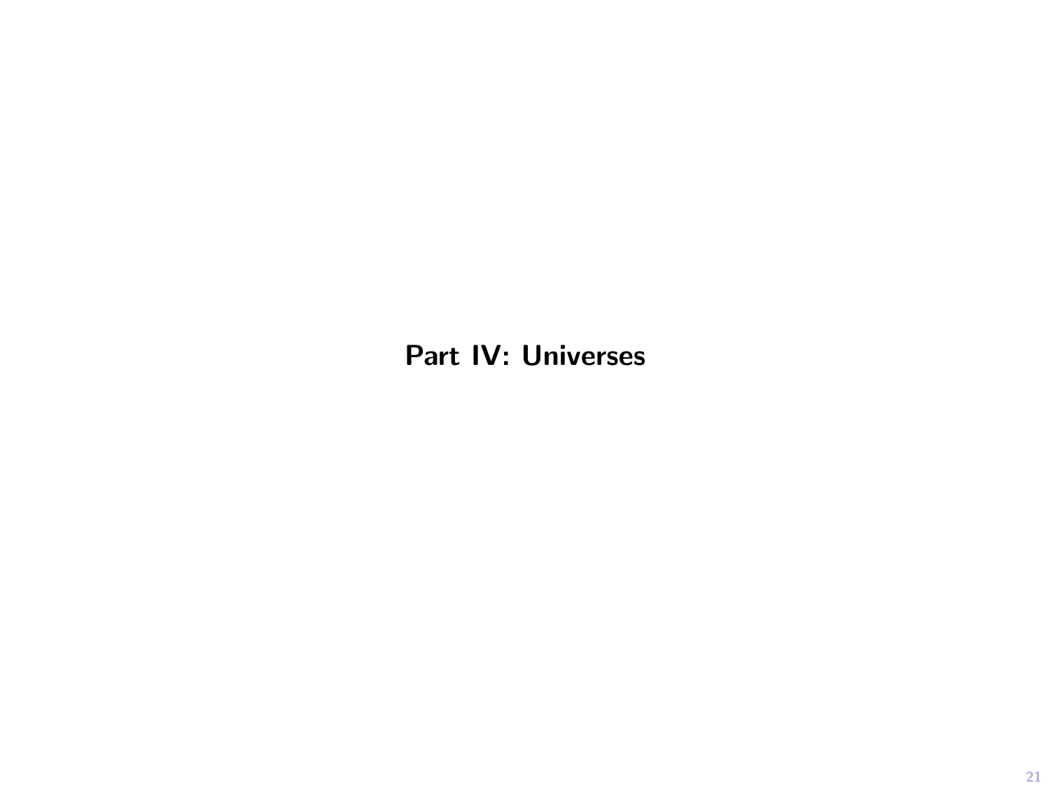# Part IV: Universes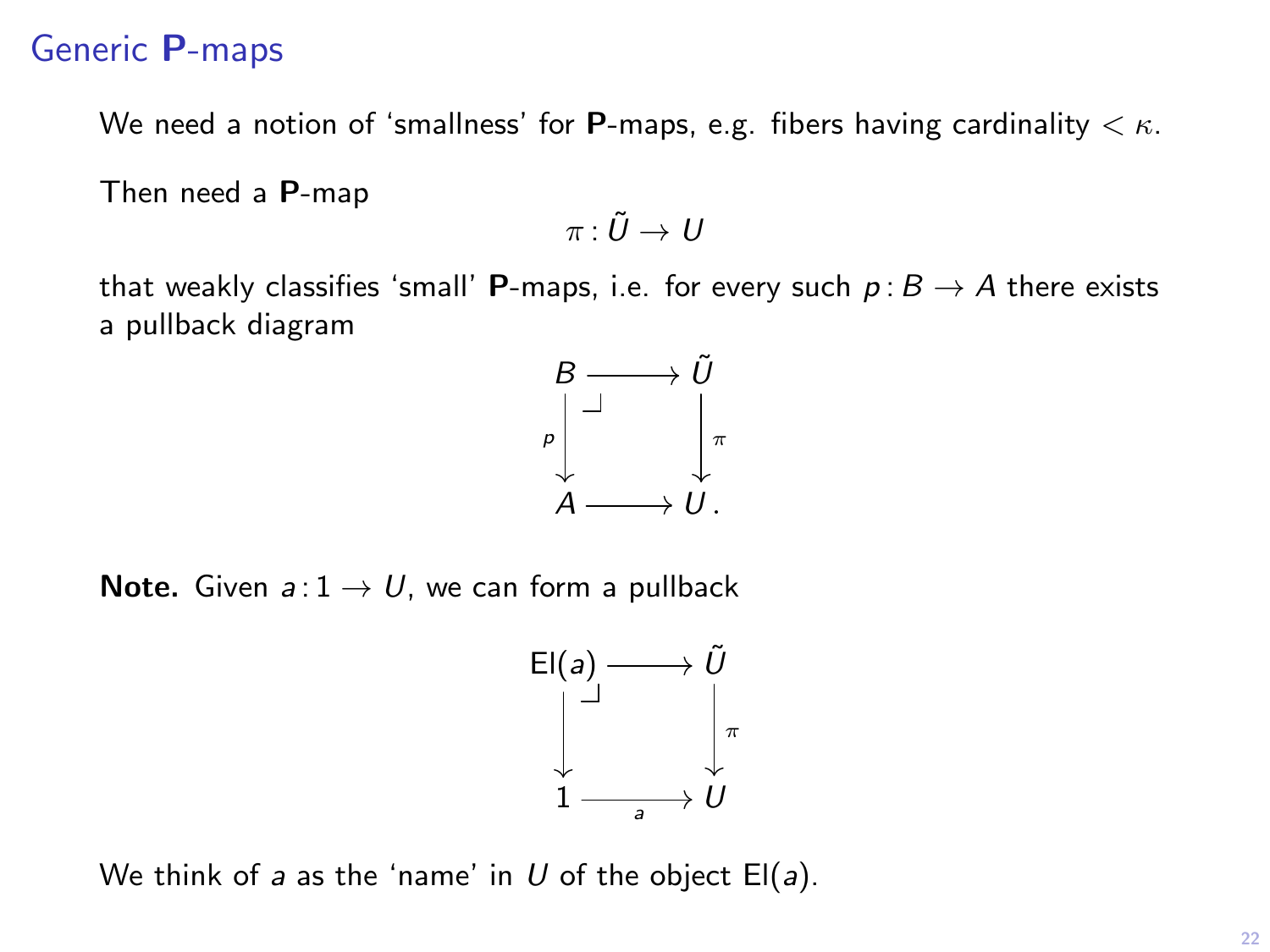# Generic **P**-maps

We need a notion of 'smallness' for **P**-maps, e.g. fibers having cardinality $< \kappa$.

Then need a **P**-map

$$\pi : \tilde{U} \to U$$

that weakly classifies 'small' **P**-maps, i.e. for every such $p : B \to A$ there exists a pullback diagram

$$\begin{array}{ccc} B & \longrightarrow & \tilde{U} \\ {\scriptstyle p}\downarrow & \lrcorner & \downarrow{\scriptstyle \pi} \\ A & \longrightarrow & U\,. \end{array}$$

**Note.** Given $a : 1 \to U$, we can form a pullback

$$\begin{array}{ccc} \mathsf{El}(a) & \longrightarrow & \tilde{U} \\ \downarrow & \lrcorner & \downarrow{\scriptstyle \pi} \\ 1 & \xrightarrow[a]{} & U \end{array}$$

We think of $a$ as the 'name' in $U$ of the object $\mathsf{El}(a)$.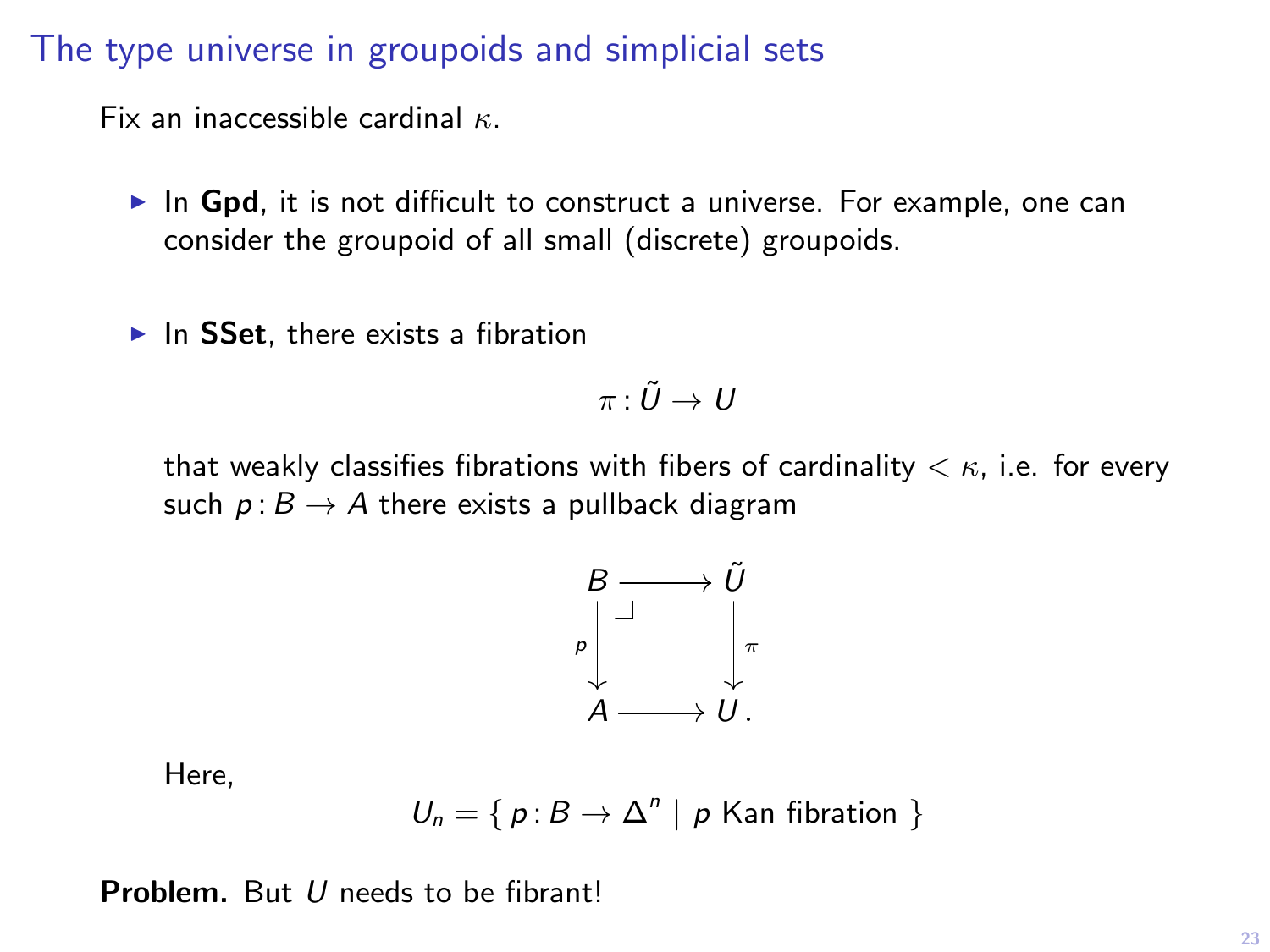## The type universe in groupoids and simplicial sets

Fix an inaccessible cardinal $\kappa$.

- In **Gpd**, it is not difficult to construct a universe. For example, one can consider the groupoid of all small (discrete) groupoids.

- In **SSet**, there exists a fibration

  $$\pi : \tilde{U} \to U$$

  that weakly classifies fibrations with fibers of cardinality $< \kappa$, i.e. for every such $p : B \to A$ there exists a pullback diagram

  $$\begin{array}{ccc} B & \longrightarrow & \tilde{U} \\ {\scriptstyle p}\downarrow & \lrcorner & \downarrow{\scriptstyle \pi} \\ A & \longrightarrow & U\,. \end{array}$$

  Here,

  $$U_n = \{\, p : B \to \Delta^n \mid p \text{ Kan fibration } \}$$

**Problem.** But $U$ needs to be fibrant!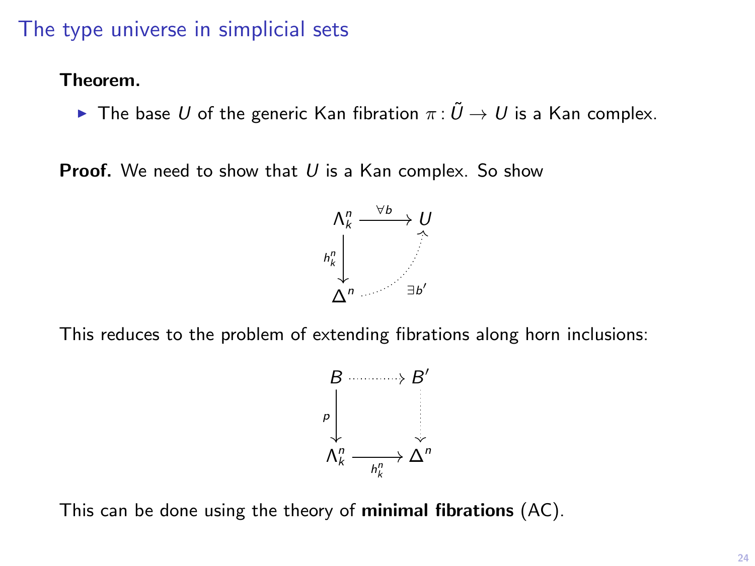# The type universe in simplicial sets

**Theorem.**

- The base $U$ of the generic Kan fibration $\pi : \tilde{U} \to U$ is a Kan complex.

**Proof.** We need to show that $U$ is a Kan complex. So show

$$
\begin{array}{ccc}
\Lambda^n_k & \xrightarrow{\forall b} & U \\
{\scriptstyle h^n_k}\downarrow & \nearrow_{\exists b'} & \\
\Delta^n & &
\end{array}
$$

This reduces to the problem of extending fibrations along horn inclusions:

$$
\begin{array}{ccc}
B & \dashrightarrow & B' \\
{\scriptstyle p}\downarrow & & \downarrow \\
\Lambda^n_k & \xrightarrow[h^n_k]{} & \Delta^n
\end{array}
$$

This can be done using the theory of **minimal fibrations** (AC).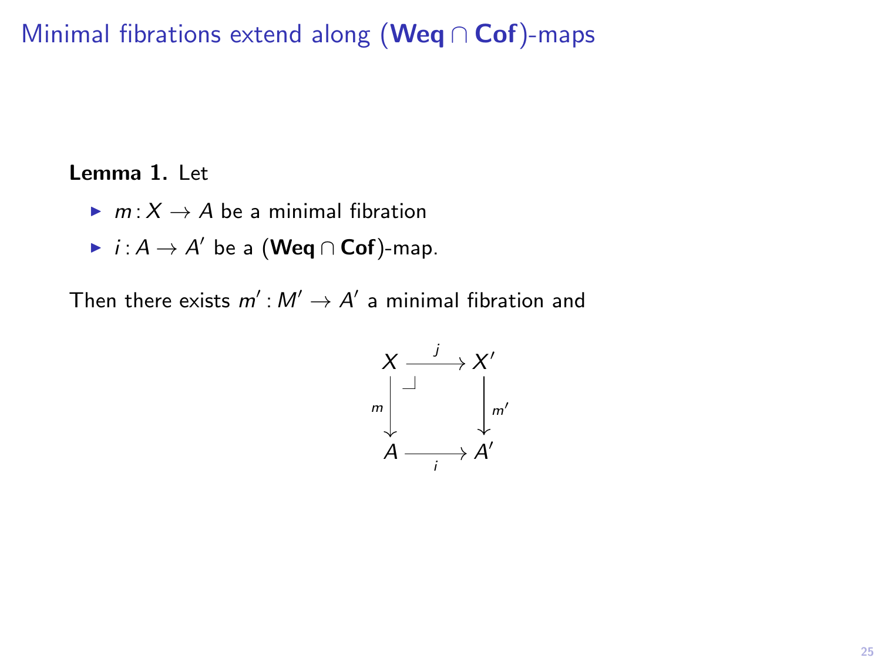# Minimal fibrations extend along ($\mathbf{Weq} \cap \mathbf{Cof}$)-maps

**Lemma 1.** Let

- $m : X \to A$ be a minimal fibration
- $i : A \to A'$ be a ($\mathbf{Weq} \cap \mathbf{Cof}$)-map.

Then there exists $m' : M' \to A'$ a minimal fibration and

$$
\begin{array}{ccc}
X & \xrightarrow{\ j\ } & X' \\
{\scriptstyle m}\downarrow & \lrcorner & \downarrow{\scriptstyle m'} \\
A & \xrightarrow[\ i\ ]{} & A'
\end{array}
$$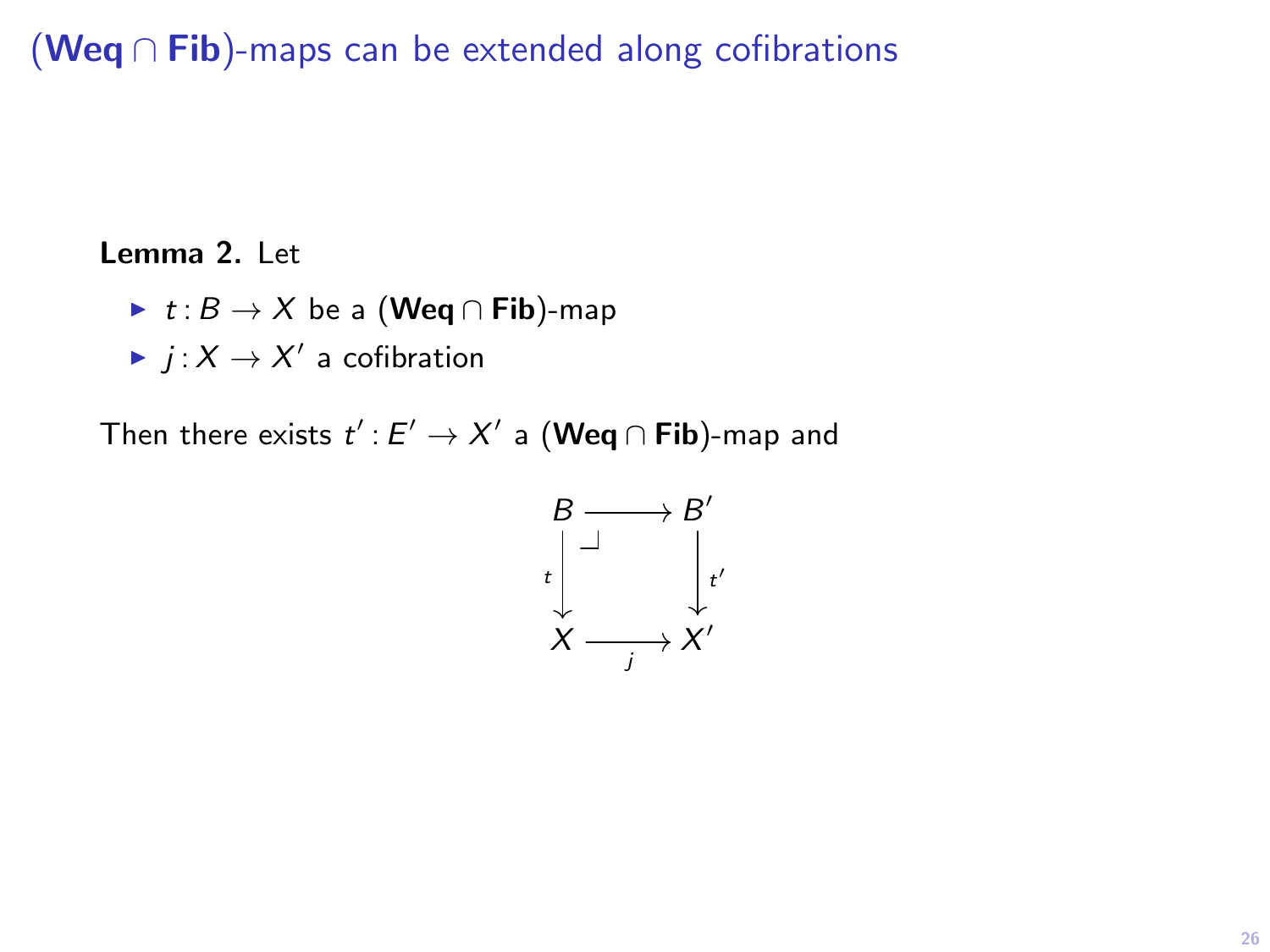# (**Weq** ∩ **Fib**)-maps can be extended along cofibrations

**Lemma 2.** Let

- $t : B \to X$ be a (**Weq** ∩ **Fib**)-map
- $j : X \to X'$ a cofibration

Then there exists $t' : E' \to X'$ a (**Weq** ∩ **Fib**)-map and

$$\begin{array}{ccc} B & \longrightarrow & B' \\ {\scriptstyle t}\downarrow & \lrcorner & \downarrow{\scriptstyle t'} \\ X & \xrightarrow[j]{} & X' \end{array}$$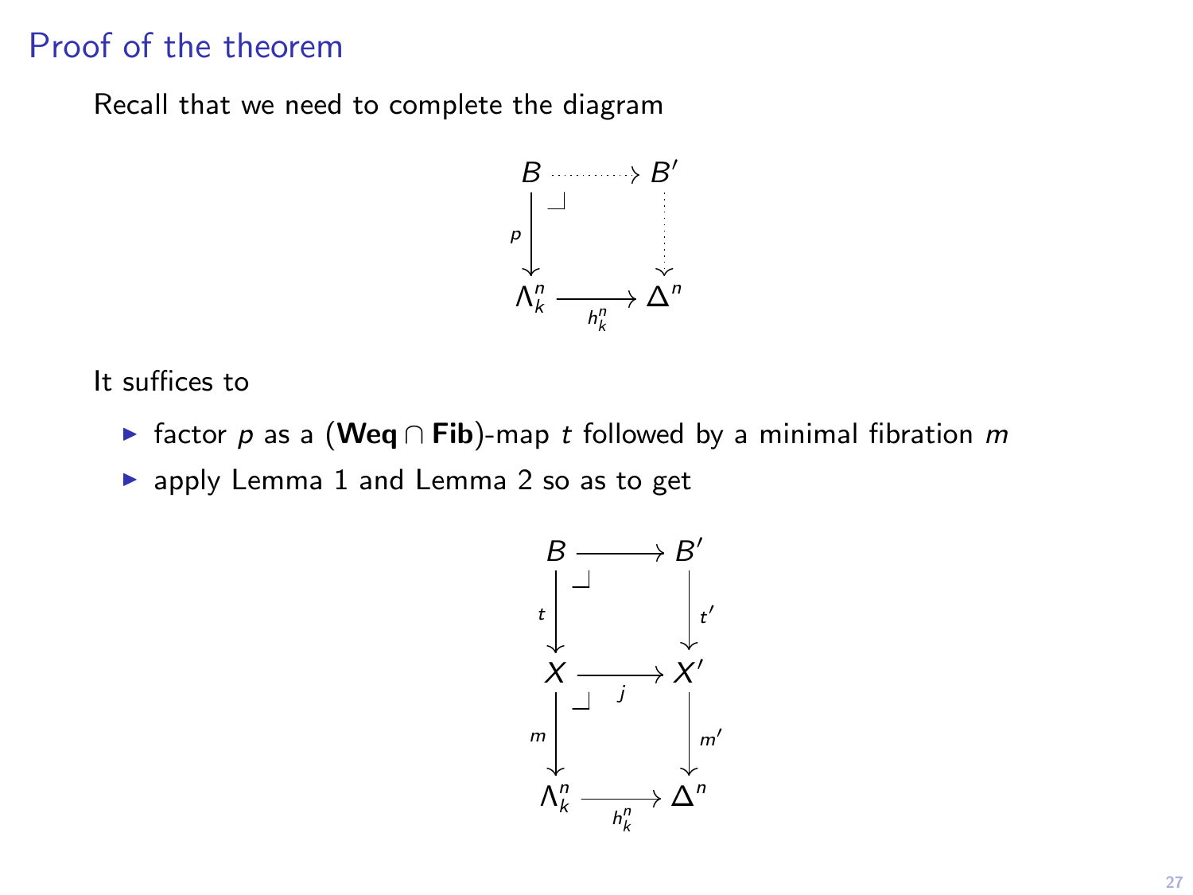# Proof of the theorem

Recall that we need to complete the diagram

$$
\begin{array}{ccc}
B & \dashrightarrow & B' \\
{\scriptstyle p}\downarrow & \lrcorner & \downarrow \\
\Lambda^n_k & \xrightarrow[h^n_k]{} & \Delta^n
\end{array}
$$

It suffices to

- factor $p$ as a (**Weq** $\cap$ **Fib**)-map $t$ followed by a minimal fibration $m$
- apply Lemma 1 and Lemma 2 so as to get

$$
\begin{array}{ccc}
B & \longrightarrow & B' \\
{\scriptstyle t}\downarrow & \lrcorner & \downarrow{\scriptstyle t'} \\
X & \xrightarrow[j]{} & X' \\
{\scriptstyle m}\downarrow & \lrcorner & \downarrow{\scriptstyle m'} \\
\Lambda^n_k & \xrightarrow[h^n_k]{} & \Delta^n
\end{array}
$$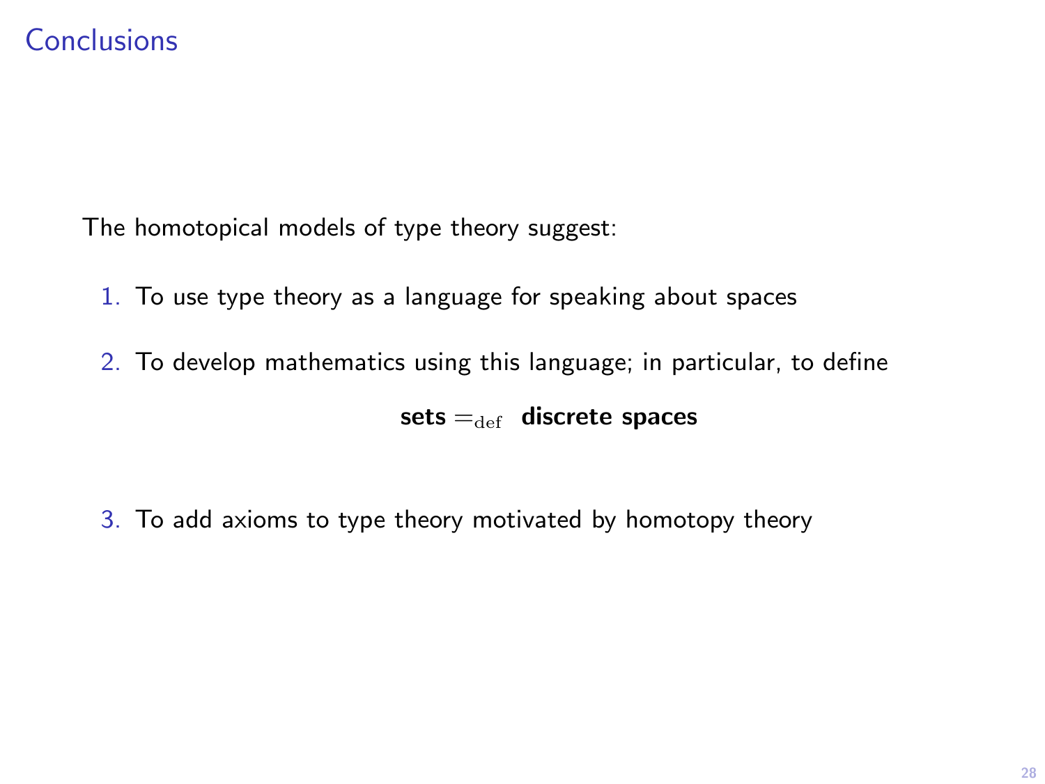# Conclusions

The homotopical models of type theory suggest:

1. To use type theory as a language for speaking about spaces
2. To develop mathematics using this language; in particular, to define

   $$\textbf{sets} =_{\mathrm{def}} \textbf{discrete spaces}$$

3. To add axioms to type theory motivated by homotopy theory